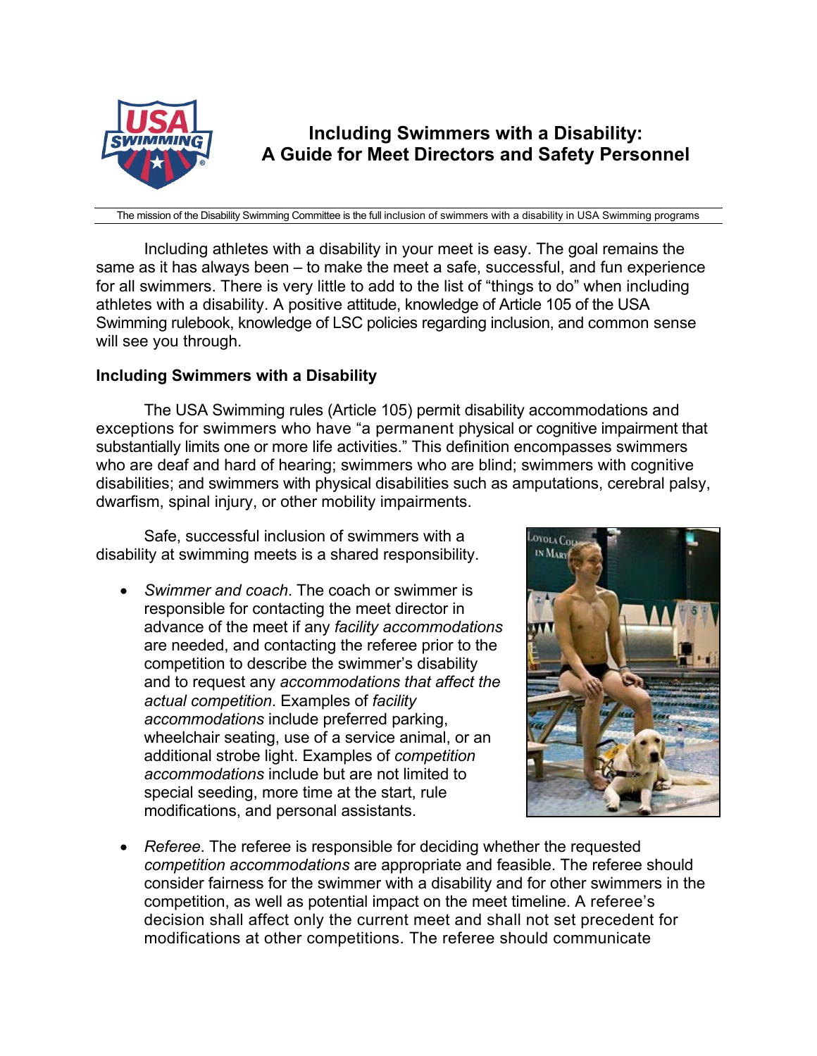# Including Swimmers with a Disability: A Guide for Meet Directors and Safety Personnel

The mission of the Disability Swimming Committee is the full inclusion of swimmers with a disability in USA Swimming programs

Including athletes with a disability in your meet is easy. The goal remains the same as it has always been – to make the meet a safe, successful, and fun experience for all swimmers. There is very little to add to the list of "things to do" when including athletes with a disability. A positive attitude, knowledge of Article 105 of the USA Swimming rulebook, knowledge of LSC policies regarding inclusion, and common sense will see you through.

## Including Swimmers with a Disability

The USA Swimming rules (Article 105) permit disability accommodations and exceptions for swimmers who have "a permanent physical or cognitive impairment that substantially limits one or more life activities." This definition encompasses swimmers who are deaf and hard of hearing; swimmers who are blind; swimmers with cognitive disabilities; and swimmers with physical disabilities such as amputations, cerebral palsy, dwarfism, spinal injury, or other mobility impairments.

Safe, successful inclusion of swimmers with a disability at swimming meets is a shared responsibility.

- *Swimmer and coach*. The coach or swimmer is responsible for contacting the meet director in advance of the meet if any *facility accommodations* are needed, and contacting the referee prior to the competition to describe the swimmer's disability and to request any *accommodations that affect the actual competition*. Examples of *facility accommodations* include preferred parking, wheelchair seating, use of a service animal, or an additional strobe light. Examples of *competition accommodations* include but are not limited to special seeding, more time at the start, rule modifications, and personal assistants.
- *Referee*. The referee is responsible for deciding whether the requested *competition accommodations* are appropriate and feasible. The referee should consider fairness for the swimmer with a disability and for other swimmers in the competition, as well as potential impact on the meet timeline. A referee's decision shall affect only the current meet and shall not set precedent for modifications at other competitions. The referee should communicate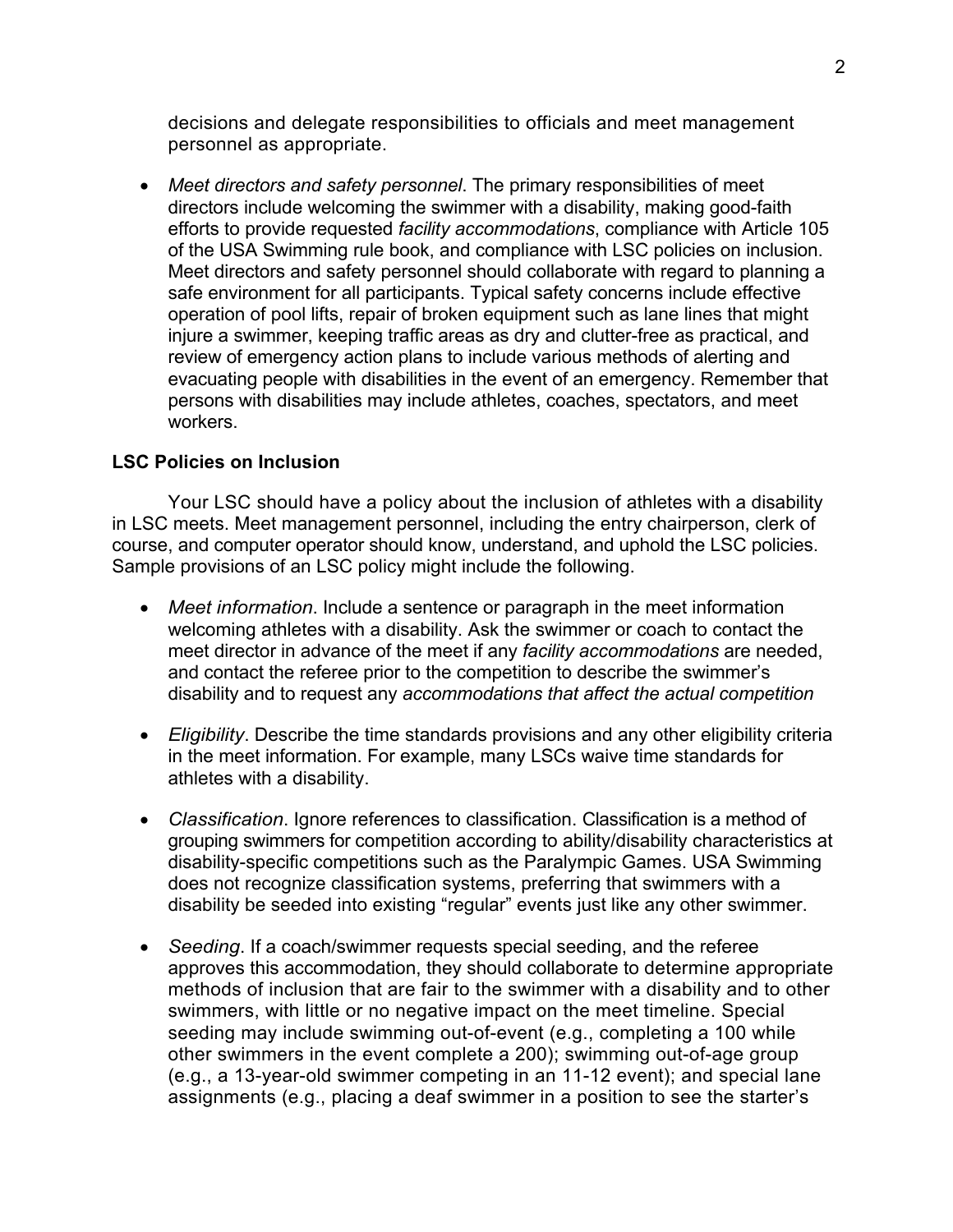decisions and delegate responsibilities to officials and meet management personnel as appropriate.

- *Meet directors and safety personnel*. The primary responsibilities of meet directors include welcoming the swimmer with a disability, making good-faith efforts to provide requested *facility accommodations*, compliance with Article 105 of the USA Swimming rule book, and compliance with LSC policies on inclusion. Meet directors and safety personnel should collaborate with regard to planning a safe environment for all participants. Typical safety concerns include effective operation of pool lifts, repair of broken equipment such as lane lines that might injure a swimmer, keeping traffic areas as dry and clutter-free as practical, and review of emergency action plans to include various methods of alerting and evacuating people with disabilities in the event of an emergency. Remember that persons with disabilities may include athletes, coaches, spectators, and meet workers.

**LSC Policies on Inclusion**

Your LSC should have a policy about the inclusion of athletes with a disability in LSC meets. Meet management personnel, including the entry chairperson, clerk of course, and computer operator should know, understand, and uphold the LSC policies. Sample provisions of an LSC policy might include the following.

- *Meet information*. Include a sentence or paragraph in the meet information welcoming athletes with a disability. Ask the swimmer or coach to contact the meet director in advance of the meet if any *facility accommodations* are needed, and contact the referee prior to the competition to describe the swimmer's disability and to request any *accommodations that affect the actual competition*

- *Eligibility*. Describe the time standards provisions and any other eligibility criteria in the meet information. For example, many LSCs waive time standards for athletes with a disability.

- *Classification*. Ignore references to classification. Classification is a method of grouping swimmers for competition according to ability/disability characteristics at disability-specific competitions such as the Paralympic Games. USA Swimming does not recognize classification systems, preferring that swimmers with a disability be seeded into existing "regular" events just like any other swimmer.

- *Seeding*. If a coach/swimmer requests special seeding, and the referee approves this accommodation, they should collaborate to determine appropriate methods of inclusion that are fair to the swimmer with a disability and to other swimmers, with little or no negative impact on the meet timeline. Special seeding may include swimming out-of-event (e.g., completing a 100 while other swimmers in the event complete a 200); swimming out-of-age group (e.g., a 13-year-old swimmer competing in an 11-12 event); and special lane assignments (e.g., placing a deaf swimmer in a position to see the starter's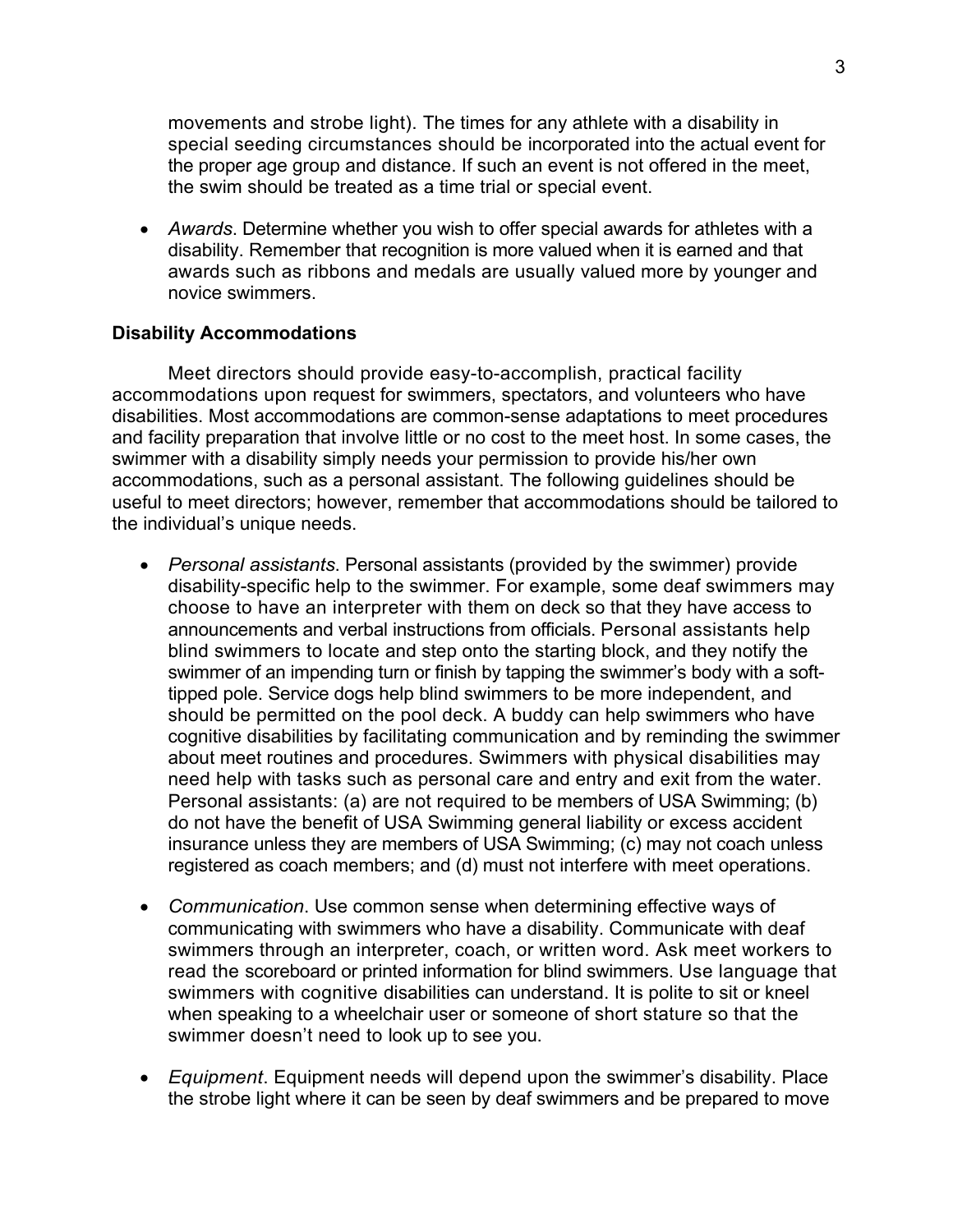movements and strobe light). The times for any athlete with a disability in special seeding circumstances should be incorporated into the actual event for the proper age group and distance. If such an event is not offered in the meet, the swim should be treated as a time trial or special event.

- *Awards*. Determine whether you wish to offer special awards for athletes with a disability. Remember that recognition is more valued when it is earned and that awards such as ribbons and medals are usually valued more by younger and novice swimmers.

**Disability Accommodations**

Meet directors should provide easy-to-accomplish, practical facility accommodations upon request for swimmers, spectators, and volunteers who have disabilities. Most accommodations are common-sense adaptations to meet procedures and facility preparation that involve little or no cost to the meet host. In some cases, the swimmer with a disability simply needs your permission to provide his/her own accommodations, such as a personal assistant. The following guidelines should be useful to meet directors; however, remember that accommodations should be tailored to the individual's unique needs.

- *Personal assistants*. Personal assistants (provided by the swimmer) provide disability-specific help to the swimmer. For example, some deaf swimmers may choose to have an interpreter with them on deck so that they have access to announcements and verbal instructions from officials. Personal assistants help blind swimmers to locate and step onto the starting block, and they notify the swimmer of an impending turn or finish by tapping the swimmer's body with a soft-tipped pole. Service dogs help blind swimmers to be more independent, and should be permitted on the pool deck. A buddy can help swimmers who have cognitive disabilities by facilitating communication and by reminding the swimmer about meet routines and procedures. Swimmers with physical disabilities may need help with tasks such as personal care and entry and exit from the water. Personal assistants: (a) are not required to be members of USA Swimming; (b) do not have the benefit of USA Swimming general liability or excess accident insurance unless they are members of USA Swimming; (c) may not coach unless registered as coach members; and (d) must not interfere with meet operations.

- *Communication*. Use common sense when determining effective ways of communicating with swimmers who have a disability. Communicate with deaf swimmers through an interpreter, coach, or written word. Ask meet workers to read the scoreboard or printed information for blind swimmers. Use language that swimmers with cognitive disabilities can understand. It is polite to sit or kneel when speaking to a wheelchair user or someone of short stature so that the swimmer doesn't need to look up to see you.

- *Equipment*. Equipment needs will depend upon the swimmer's disability. Place the strobe light where it can be seen by deaf swimmers and be prepared to move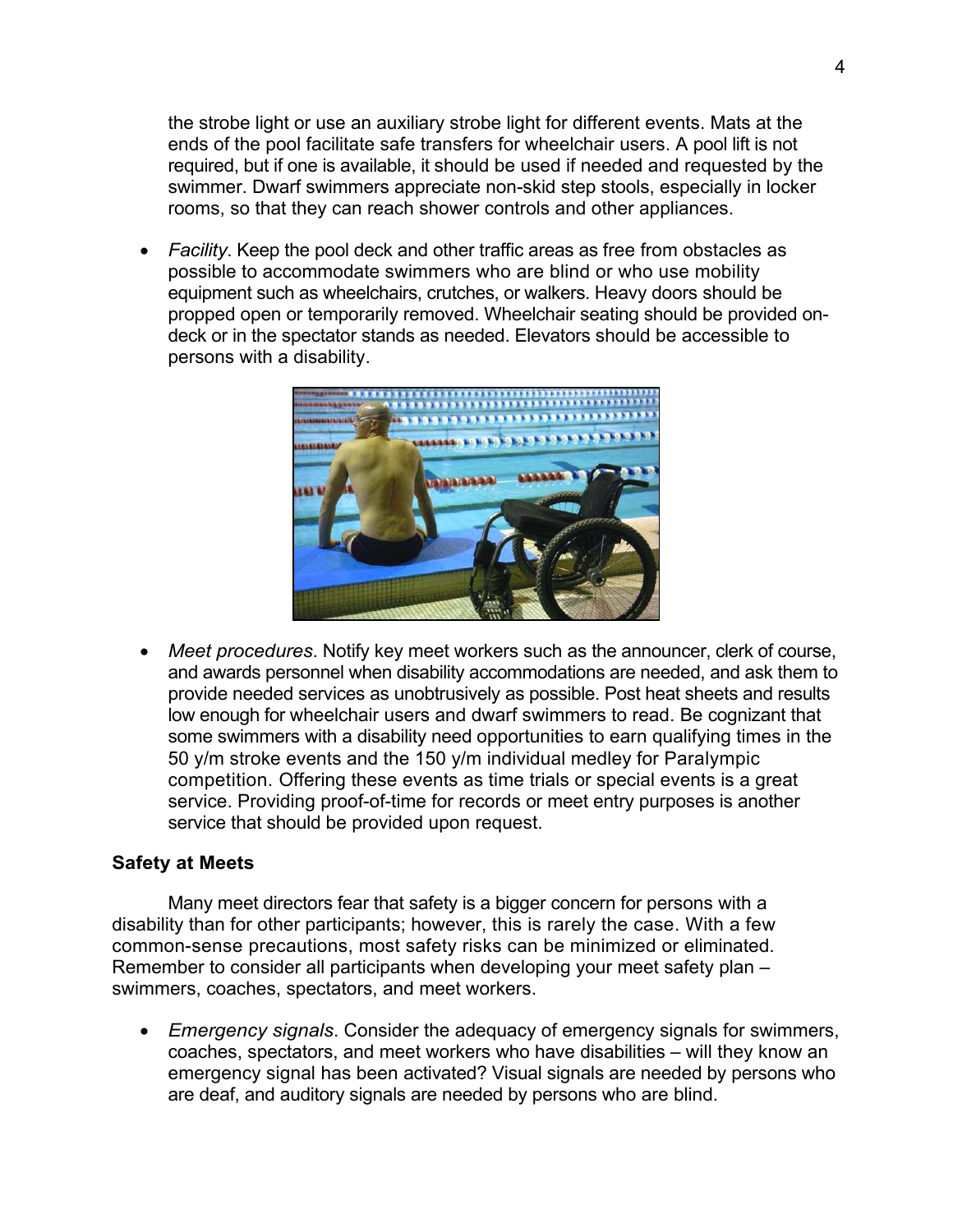the strobe light or use an auxiliary strobe light for different events. Mats at the ends of the pool facilitate safe transfers for wheelchair users. A pool lift is not required, but if one is available, it should be used if needed and requested by the swimmer. Dwarf swimmers appreciate non-skid step stools, especially in locker rooms, so that they can reach shower controls and other appliances.

- *Facility*. Keep the pool deck and other traffic areas as free from obstacles as possible to accommodate swimmers who are blind or who use mobility equipment such as wheelchairs, crutches, or walkers. Heavy doors should be propped open or temporarily removed. Wheelchair seating should be provided on-deck or in the spectator stands as needed. Elevators should be accessible to persons with a disability.

- *Meet procedures*. Notify key meet workers such as the announcer, clerk of course, and awards personnel when disability accommodations are needed, and ask them to provide needed services as unobtrusively as possible. Post heat sheets and results low enough for wheelchair users and dwarf swimmers to read. Be cognizant that some swimmers with a disability need opportunities to earn qualifying times in the 50 y/m stroke events and the 150 y/m individual medley for Paralympic competition. Offering these events as time trials or special events is a great service. Providing proof-of-time for records or meet entry purposes is another service that should be provided upon request.

### Safety at Meets

Many meet directors fear that safety is a bigger concern for persons with a disability than for other participants; however, this is rarely the case. With a few common-sense precautions, most safety risks can be minimized or eliminated. Remember to consider all participants when developing your meet safety plan – swimmers, coaches, spectators, and meet workers.

- *Emergency signals*. Consider the adequacy of emergency signals for swimmers, coaches, spectators, and meet workers who have disabilities – will they know an emergency signal has been activated? Visual signals are needed by persons who are deaf, and auditory signals are needed by persons who are blind.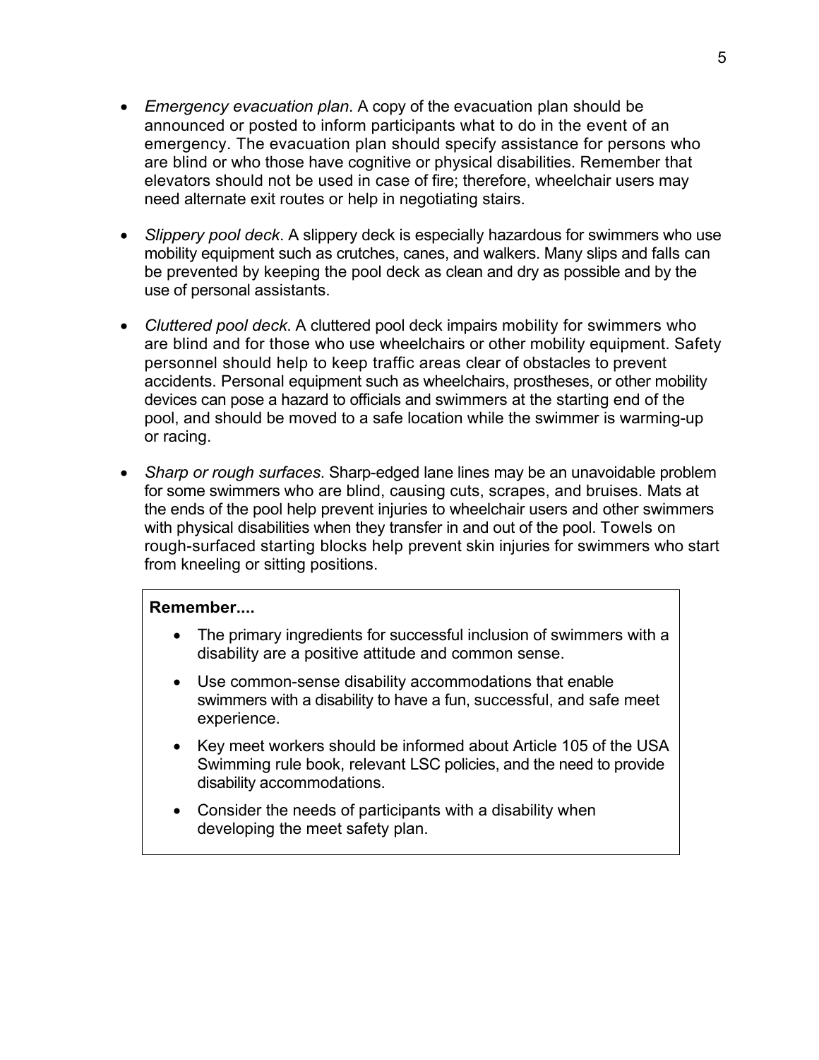- *Emergency evacuation plan*. A copy of the evacuation plan should be announced or posted to inform participants what to do in the event of an emergency. The evacuation plan should specify assistance for persons who are blind or who those have cognitive or physical disabilities. Remember that elevators should not be used in case of fire; therefore, wheelchair users may need alternate exit routes or help in negotiating stairs.

- *Slippery pool deck*. A slippery deck is especially hazardous for swimmers who use mobility equipment such as crutches, canes, and walkers. Many slips and falls can be prevented by keeping the pool deck as clean and dry as possible and by the use of personal assistants.

- *Cluttered pool deck*. A cluttered pool deck impairs mobility for swimmers who are blind and for those who use wheelchairs or other mobility equipment. Safety personnel should help to keep traffic areas clear of obstacles to prevent accidents. Personal equipment such as wheelchairs, prostheses, or other mobility devices can pose a hazard to officials and swimmers at the starting end of the pool, and should be moved to a safe location while the swimmer is warming-up or racing.

- *Sharp or rough surfaces*. Sharp-edged lane lines may be an unavoidable problem for some swimmers who are blind, causing cuts, scrapes, and bruises. Mats at the ends of the pool help prevent injuries to wheelchair users and other swimmers with physical disabilities when they transfer in and out of the pool. Towels on rough-surfaced starting blocks help prevent skin injuries for swimmers who start from kneeling or sitting positions.

**Remember....**

- The primary ingredients for successful inclusion of swimmers with a disability are a positive attitude and common sense.
- Use common-sense disability accommodations that enable swimmers with a disability to have a fun, successful, and safe meet experience.
- Key meet workers should be informed about Article 105 of the USA Swimming rule book, relevant LSC policies, and the need to provide disability accommodations.
- Consider the needs of participants with a disability when developing the meet safety plan.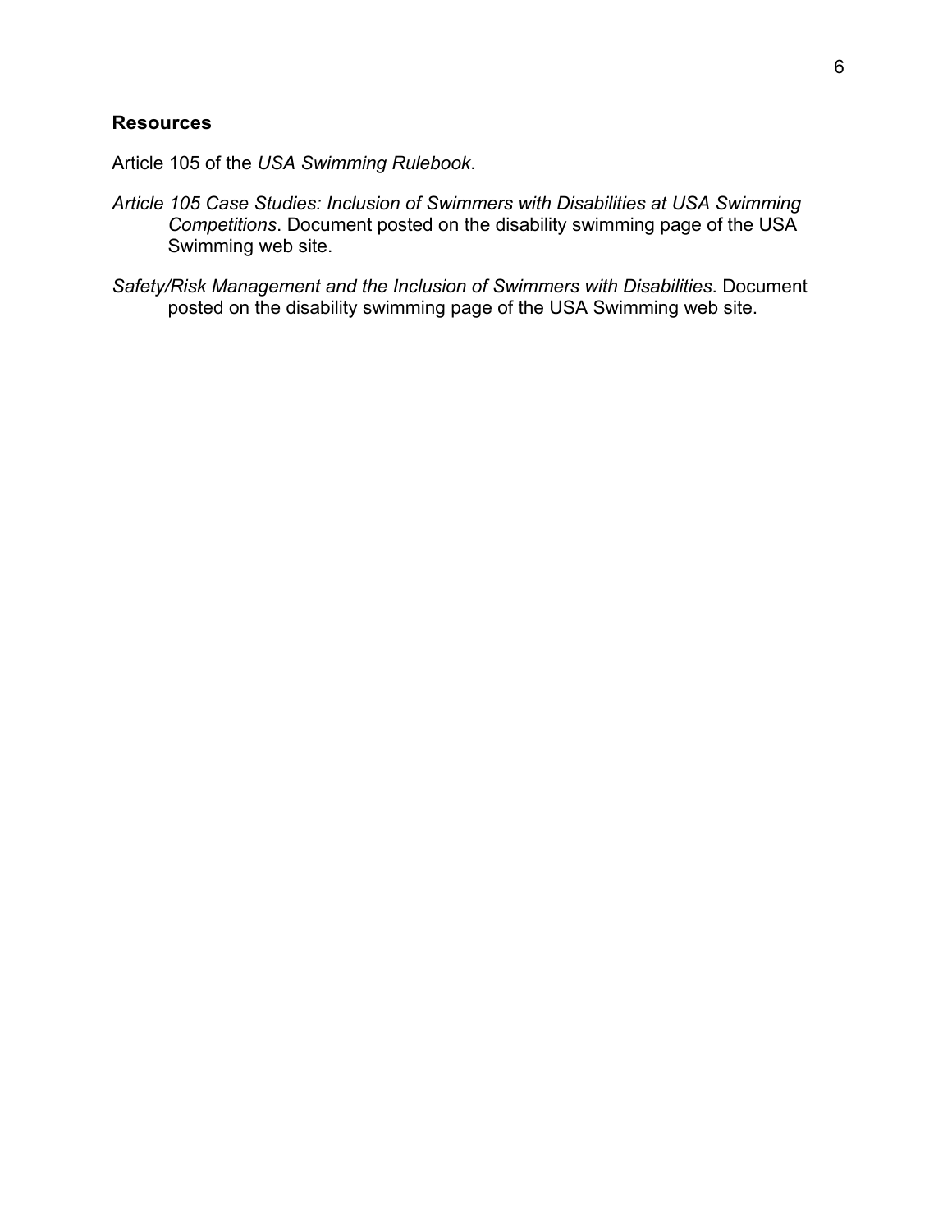## Resources

Article 105 of the *USA Swimming Rulebook*.

*Article 105 Case Studies: Inclusion of Swimmers with Disabilities at USA Swimming Competitions*. Document posted on the disability swimming page of the USA Swimming web site.

*Safety/Risk Management and the Inclusion of Swimmers with Disabilities*. Document posted on the disability swimming page of the USA Swimming web site.